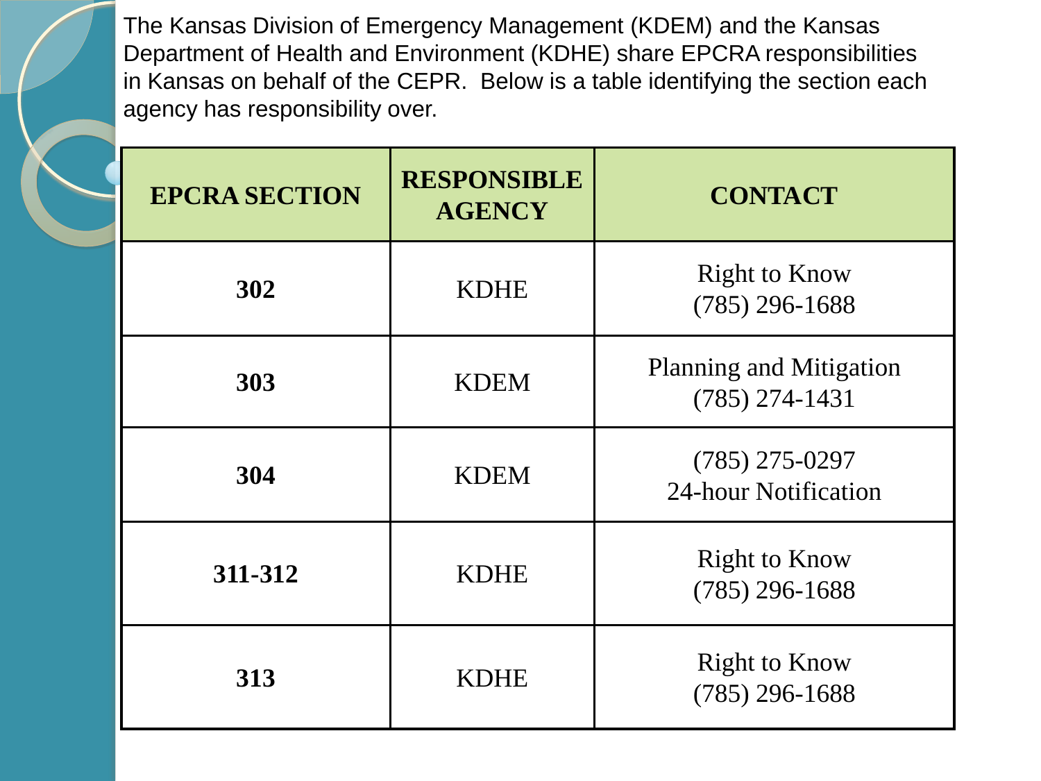The Kansas Division of Emergency Management (KDEM) and the Kansas Department of Health and Environment (KDHE) share EPCRA responsibilities in Kansas on behalf of the CEPR.  Below is a table identifying the section each agency has responsibility over.

| EPCRA SECTION | RESPONSIBLE AGENCY | CONTACT |
|---|---|---|
| **302** | KDHE | Right to Know<br>(785) 296-1688 |
| **303** | KDEM | Planning and Mitigation<br>(785) 274-1431 |
| **304** | KDEM | (785) 275-0297<br>24-hour Notification |
| **311-312** | KDHE | Right to Know<br>(785) 296-1688 |
| **313** | KDHE | Right to Know<br>(785) 296-1688 |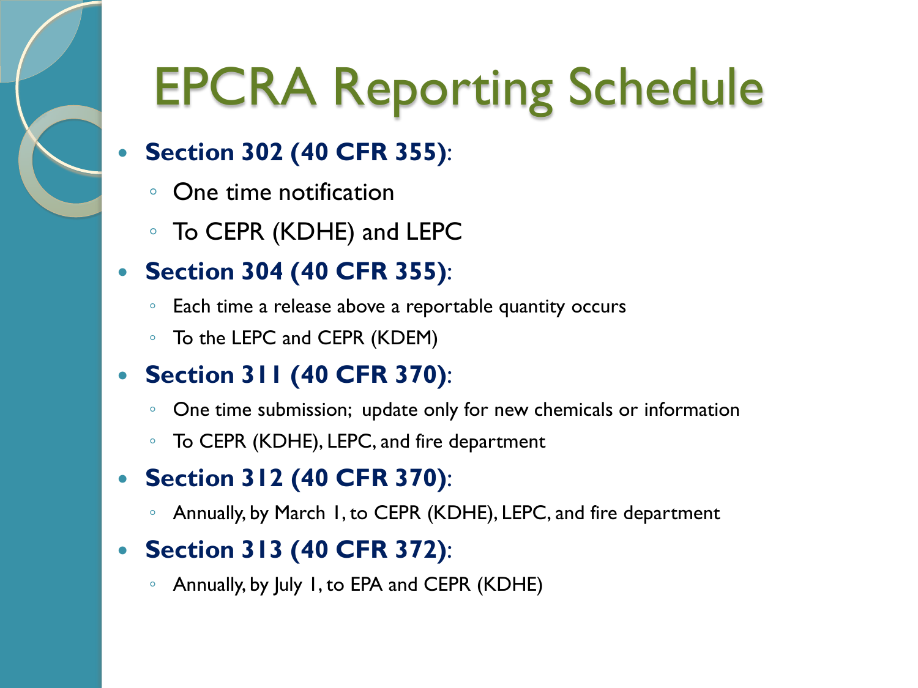# EPCRA Reporting Schedule

- **Section 302 (40 CFR 355)**:
  - One time notification
  - To CEPR (KDHE) and LEPC
- **Section 304 (40 CFR 355)**:
  - Each time a release above a reportable quantity occurs
  - To the LEPC and CEPR (KDEM)
- **Section 311 (40 CFR 370)**:
  - One time submission; update only for new chemicals or information
  - To CEPR (KDHE), LEPC, and fire department
- **Section 312 (40 CFR 370)**:
  - Annually, by March 1, to CEPR (KDHE), LEPC, and fire department
- **Section 313 (40 CFR 372)**:
  - Annually, by July 1, to EPA and CEPR (KDHE)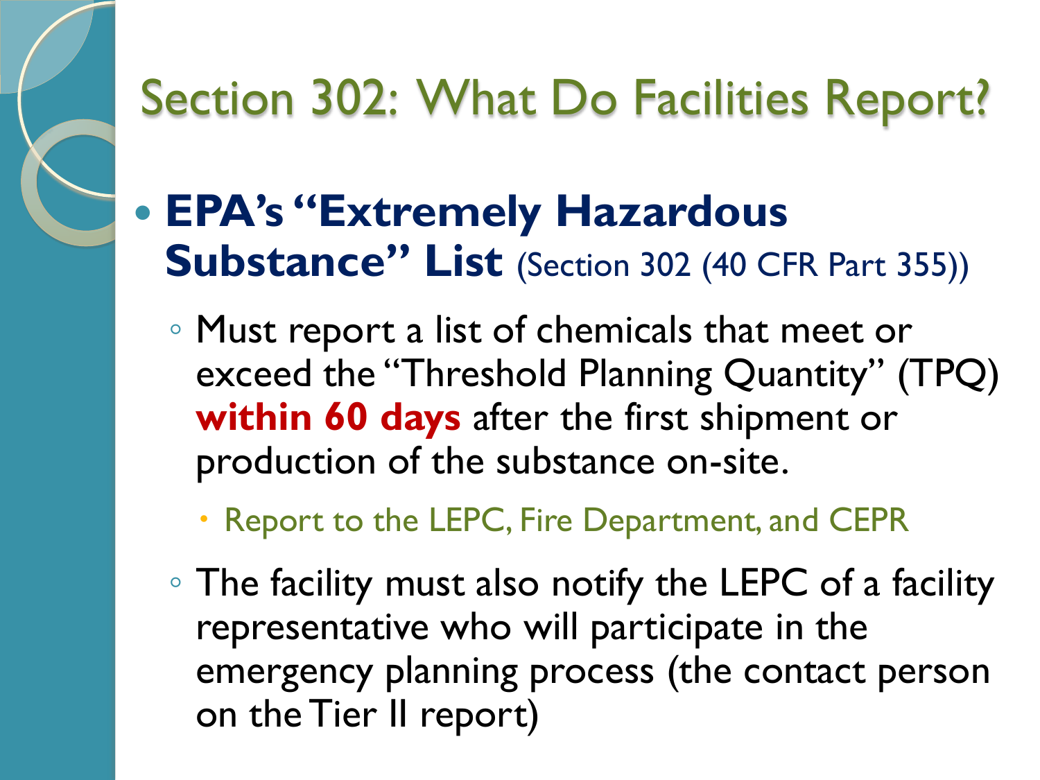# Section 302: What Do Facilities Report?

- **EPA's "Extremely Hazardous Substance" List** (Section 302 (40 CFR Part 355))
  - Must report a list of chemicals that meet or exceed the "Threshold Planning Quantity" (TPQ) **within 60 days** after the first shipment or production of the substance on-site.
    - Report to the LEPC, Fire Department, and CEPR
  - The facility must also notify the LEPC of a facility representative who will participate in the emergency planning process (the contact person on the Tier II report)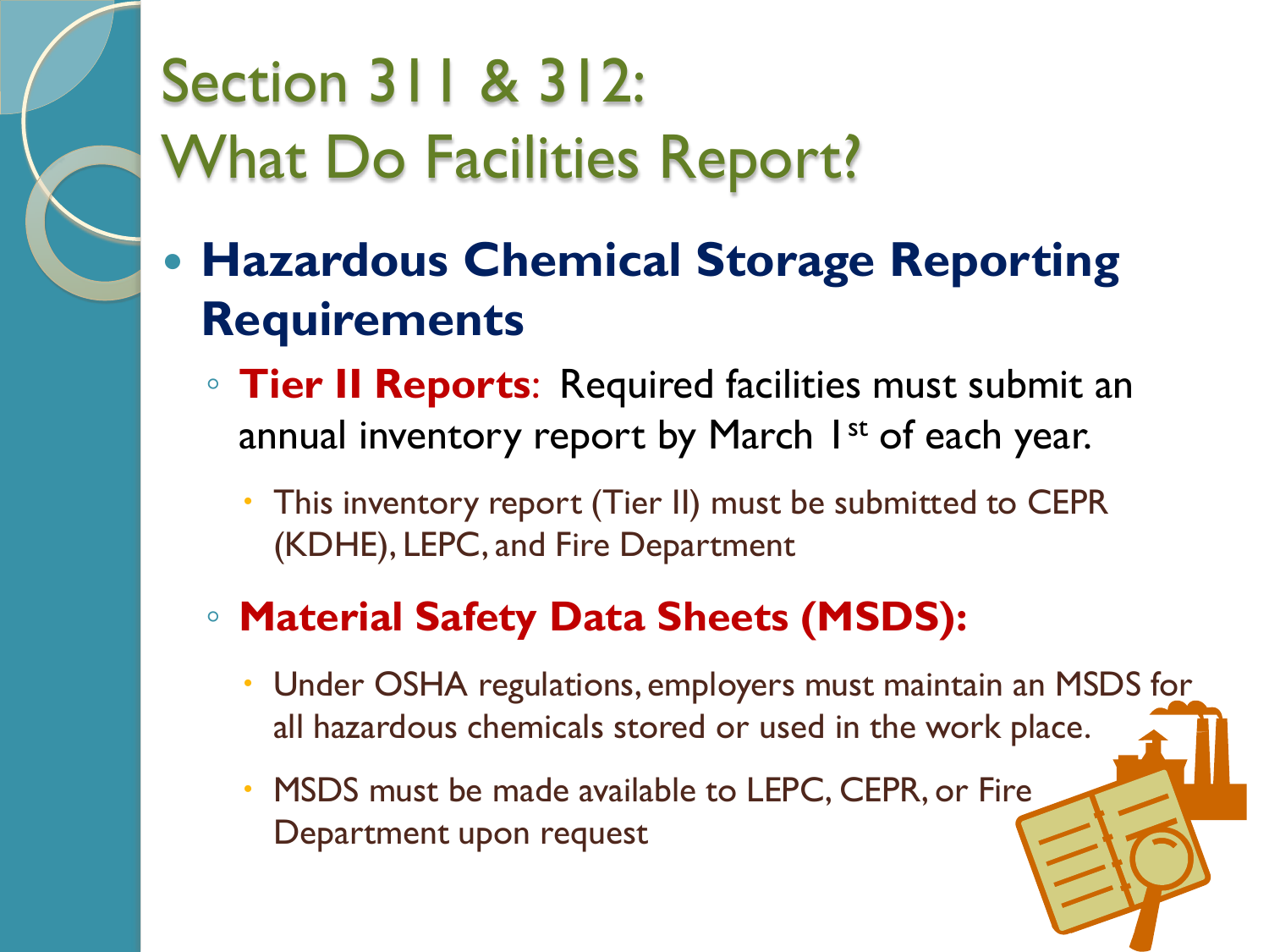# Section 311 & 312: What Do Facilities Report?

- **Hazardous Chemical Storage Reporting Requirements**
  - **Tier II Reports**: Required facilities must submit an annual inventory report by March 1st of each year.
    - This inventory report (Tier II) must be submitted to CEPR (KDHE), LEPC, and Fire Department
  - **Material Safety Data Sheets (MSDS):**
    - Under OSHA regulations, employers must maintain an MSDS for all hazardous chemicals stored or used in the work place.
    - MSDS must be made available to LEPC, CEPR, or Fire Department upon request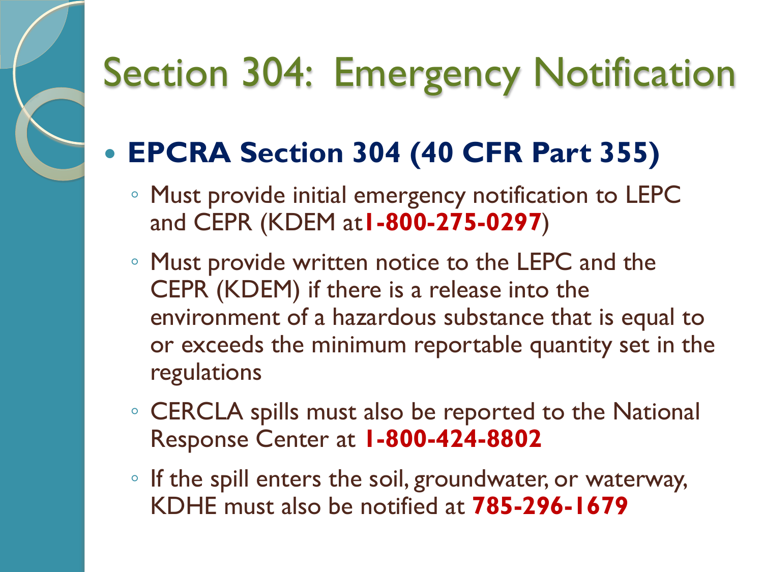# Section 304: Emergency Notification

- **EPCRA Section 304 (40 CFR Part 355)**
  - Must provide initial emergency notification to LEPC and CEPR (KDEM at **1-800-275-0297**)
  - Must provide written notice to the LEPC and the CEPR (KDEM) if there is a release into the environment of a hazardous substance that is equal to or exceeds the minimum reportable quantity set in the regulations
  - CERCLA spills must also be reported to the National Response Center at **1-800-424-8802**
  - If the spill enters the soil, groundwater, or waterway, KDHE must also be notified at **785-296-1679**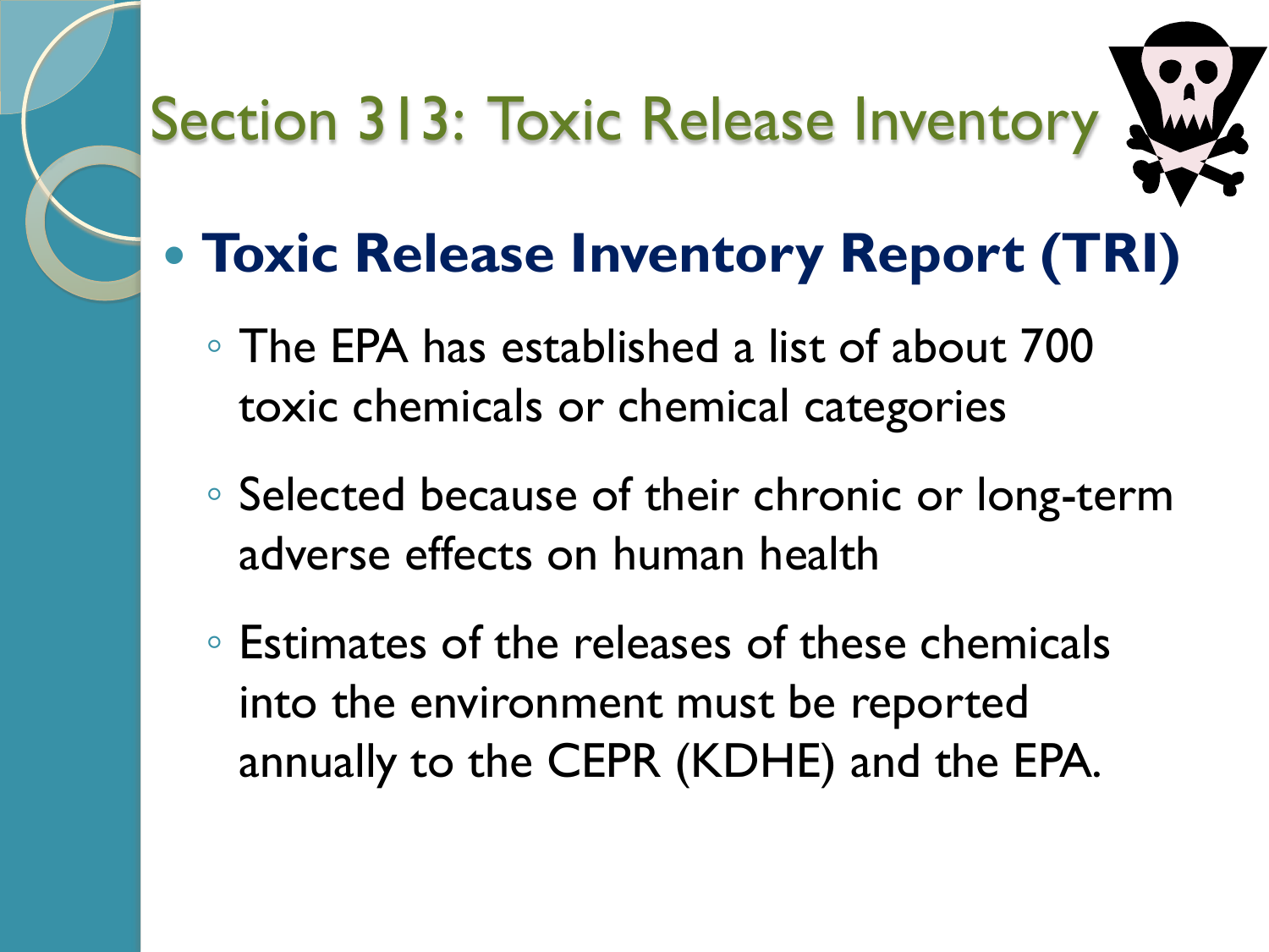# Section 313: Toxic Release Inventory

- **Toxic Release Inventory Report (TRI)**
  - The EPA has established a list of about 700 toxic chemicals or chemical categories
  - Selected because of their chronic or long-term adverse effects on human health
  - Estimates of the releases of these chemicals into the environment must be reported annually to the CEPR (KDHE) and the EPA.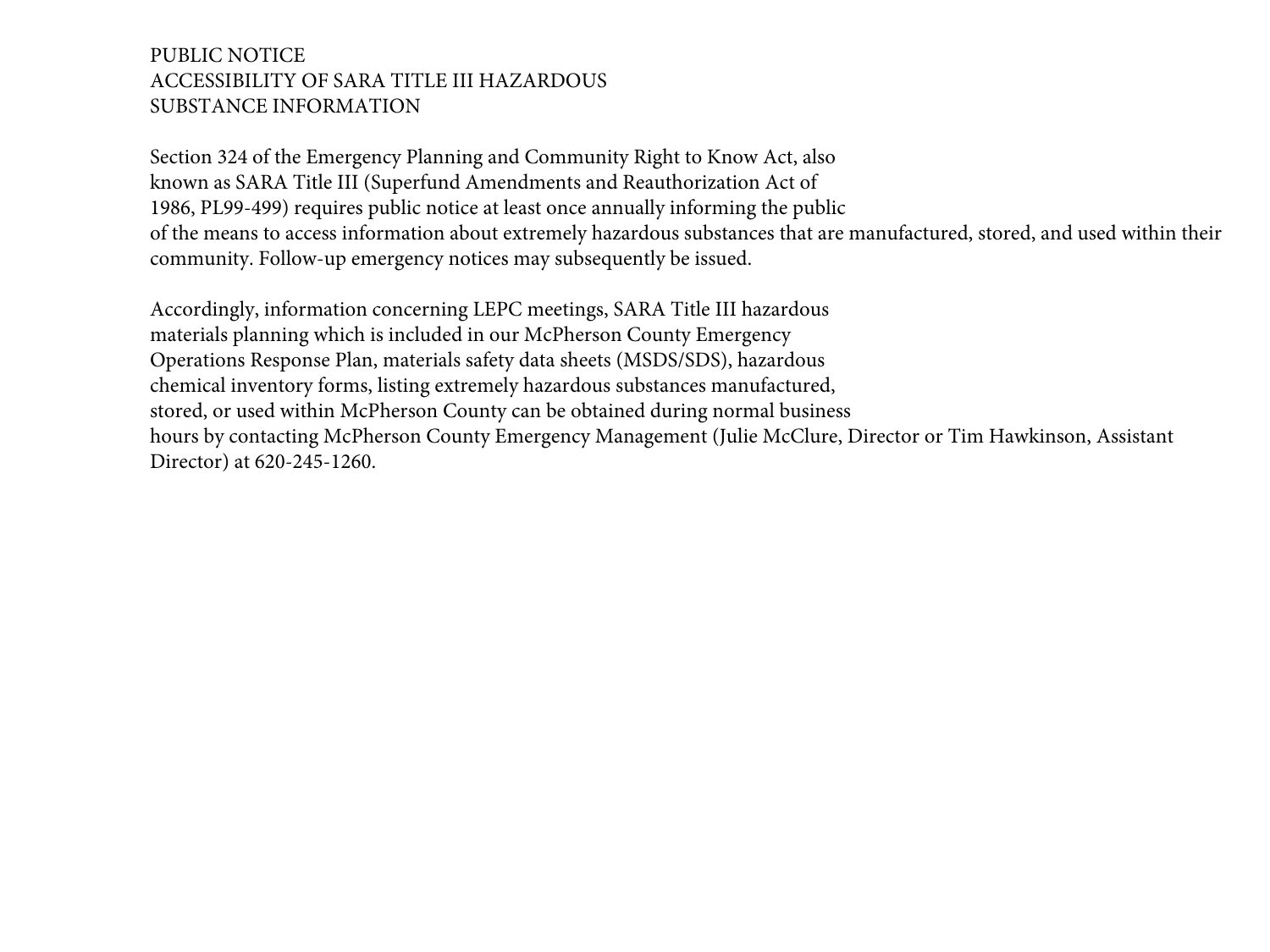PUBLIC NOTICE
ACCESSIBILITY OF SARA TITLE III HAZARDOUS
SUBSTANCE INFORMATION

Section 324 of the Emergency Planning and Community Right to Know Act, also known as SARA Title III (Superfund Amendments and Reauthorization Act of 1986, PL99-499) requires public notice at least once annually informing the public of the means to access information about extremely hazardous substances that are manufactured, stored, and used within their community. Follow-up emergency notices may subsequently be issued.

Accordingly, information concerning LEPC meetings, SARA Title III hazardous materials planning which is included in our McPherson County Emergency Operations Response Plan, materials safety data sheets (MSDS/SDS), hazardous chemical inventory forms, listing extremely hazardous substances manufactured, stored, or used within McPherson County can be obtained during normal business hours by contacting McPherson County Emergency Management (Julie McClure, Director or Tim Hawkinson, Assistant Director) at 620-245-1260.